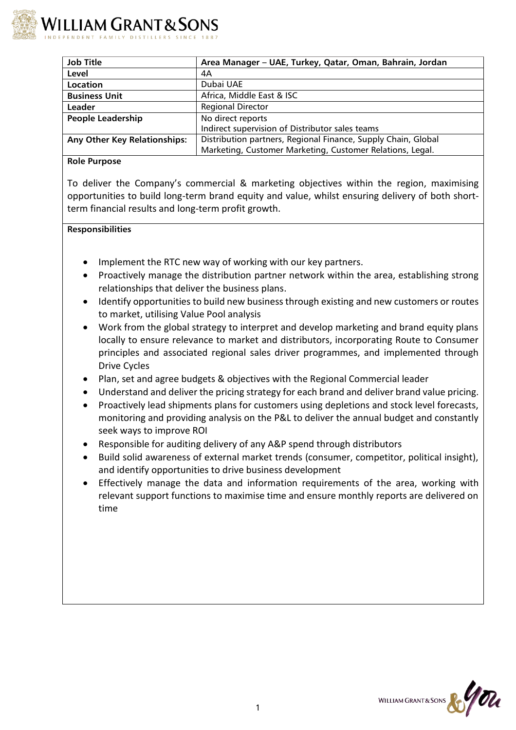| Job Title | Area Manager – UAE, Turkey, Qatar, Oman, Bahrain, Jordan |
|---|---|
| Level | 4A |
| Location | Dubai UAE |
| Business Unit | Africa, Middle East & ISC |
| Leader | Regional Director |
| People Leadership | No direct reports<br>Indirect supervision of Distributor sales teams |
| Any Other Key Relationships: | Distribution partners, Regional Finance, Supply Chain, Global Marketing, Customer Marketing, Customer Relations, Legal. |

**Role Purpose**

To deliver the Company's commercial & marketing objectives within the region, maximising opportunities to build long-term brand equity and value, whilst ensuring delivery of both short-term financial results and long-term profit growth.

**Responsibilities**

- Implement the RTC new way of working with our key partners.
- Proactively manage the distribution partner network within the area, establishing strong relationships that deliver the business plans.
- Identify opportunities to build new business through existing and new customers or routes to market, utilising Value Pool analysis
- Work from the global strategy to interpret and develop marketing and brand equity plans locally to ensure relevance to market and distributors, incorporating Route to Consumer principles and associated regional sales driver programmes, and implemented through Drive Cycles
- Plan, set and agree budgets & objectives with the Regional Commercial leader
- Understand and deliver the pricing strategy for each brand and deliver brand value pricing.
- Proactively lead shipments plans for customers using depletions and stock level forecasts, monitoring and providing analysis on the P&L to deliver the annual budget and constantly seek ways to improve ROI
- Responsible for auditing delivery of any A&P spend through distributors
- Build solid awareness of external market trends (consumer, competitor, political insight), and identify opportunities to drive business development
- Effectively manage the data and information requirements of the area, working with relevant support functions to maximise time and ensure monthly reports are delivered on time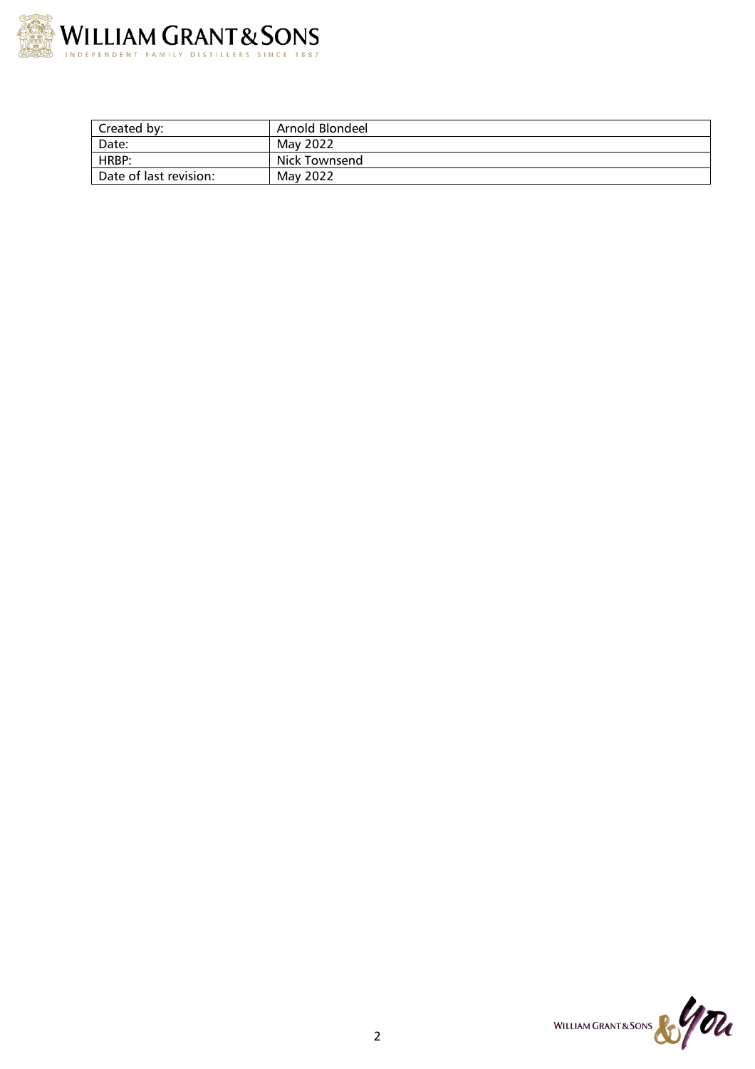| | |
|---|---|
| Created by: | Arnold Blondeel |
| Date: | May 2022 |
| HRBP: | Nick Townsend |
| Date of last revision: | May 2022 |